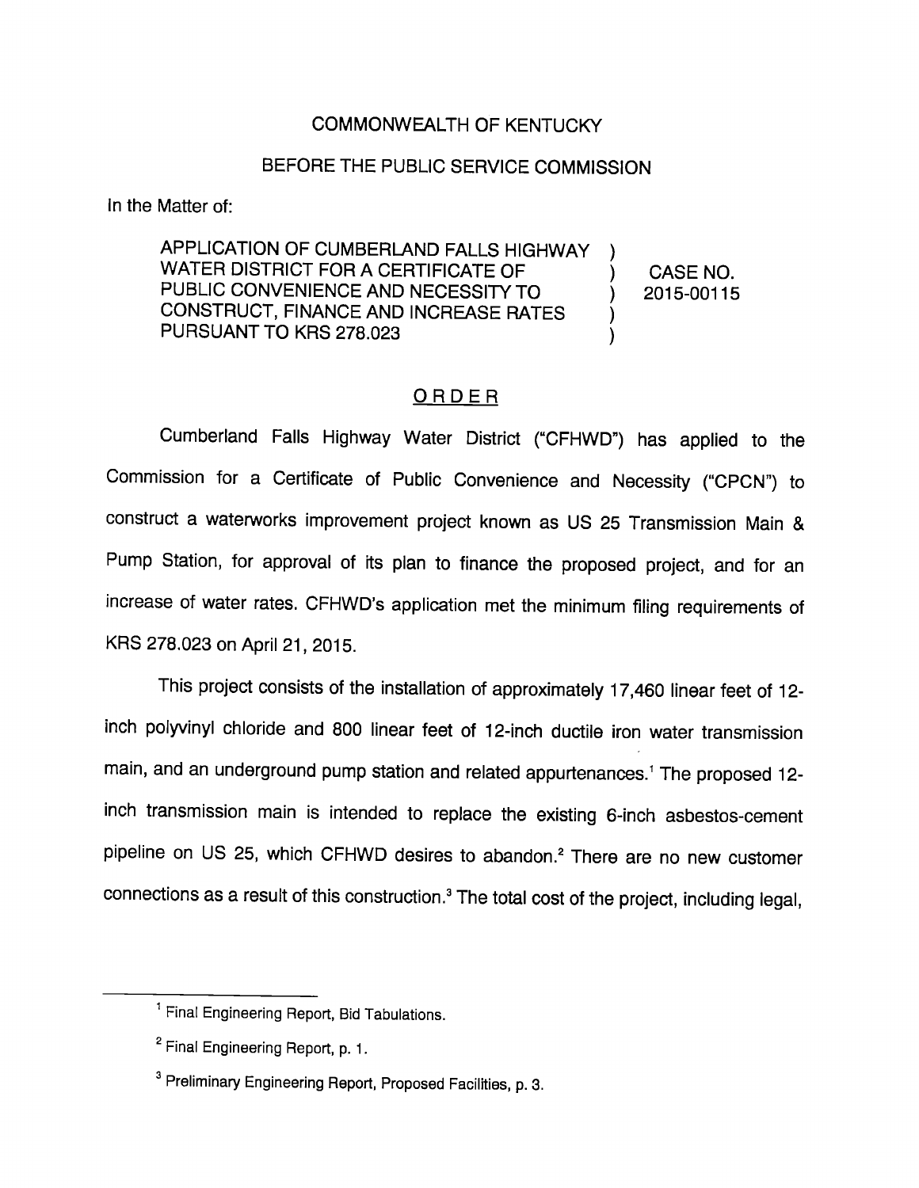COMMONWEALTH OF KENTUCKY

BEFORE THE PUBLIC SERVICE COMMISSION

In the Matter of:

| | | |
|---|---|---|
| APPLICATION OF CUMBERLAND FALLS HIGHWAY WATER DISTRICT FOR A CERTIFICATE OF PUBLIC CONVENIENCE AND NECESSITY TO CONSTRUCT, FINANCE AND INCREASE RATES PURSUANT TO KRS 278.023 | ) ) ) ) ) | CASE NO. 2015-00115 |

## O R D E R

Cumberland Falls Highway Water District ("CFHWD") has applied to the Commission for a Certificate of Public Convenience and Necessity ("CPCN") to construct a waterworks improvement project known as US 25 Transmission Main & Pump Station, for approval of its plan to finance the proposed project, and for an increase of water rates. CFHWD's application met the minimum filing requirements of KRS 278.023 on April 21, 2015.

This project consists of the installation of approximately 17,460 linear feet of 12-inch polyvinyl chloride and 800 linear feet of 12-inch ductile iron water transmission main, and an underground pump station and related appurtenances.[1] The proposed 12-inch transmission main is intended to replace the existing 6-inch asbestos-cement pipeline on US 25, which CFHWD desires to abandon.[2] There are no new customer connections as a result of this construction.[3] The total cost of the project, including legal,

---

[1] Final Engineering Report, Bid Tabulations.

[2] Final Engineering Report, p. 1.

[3] Preliminary Engineering Report, Proposed Facilities, p. 3.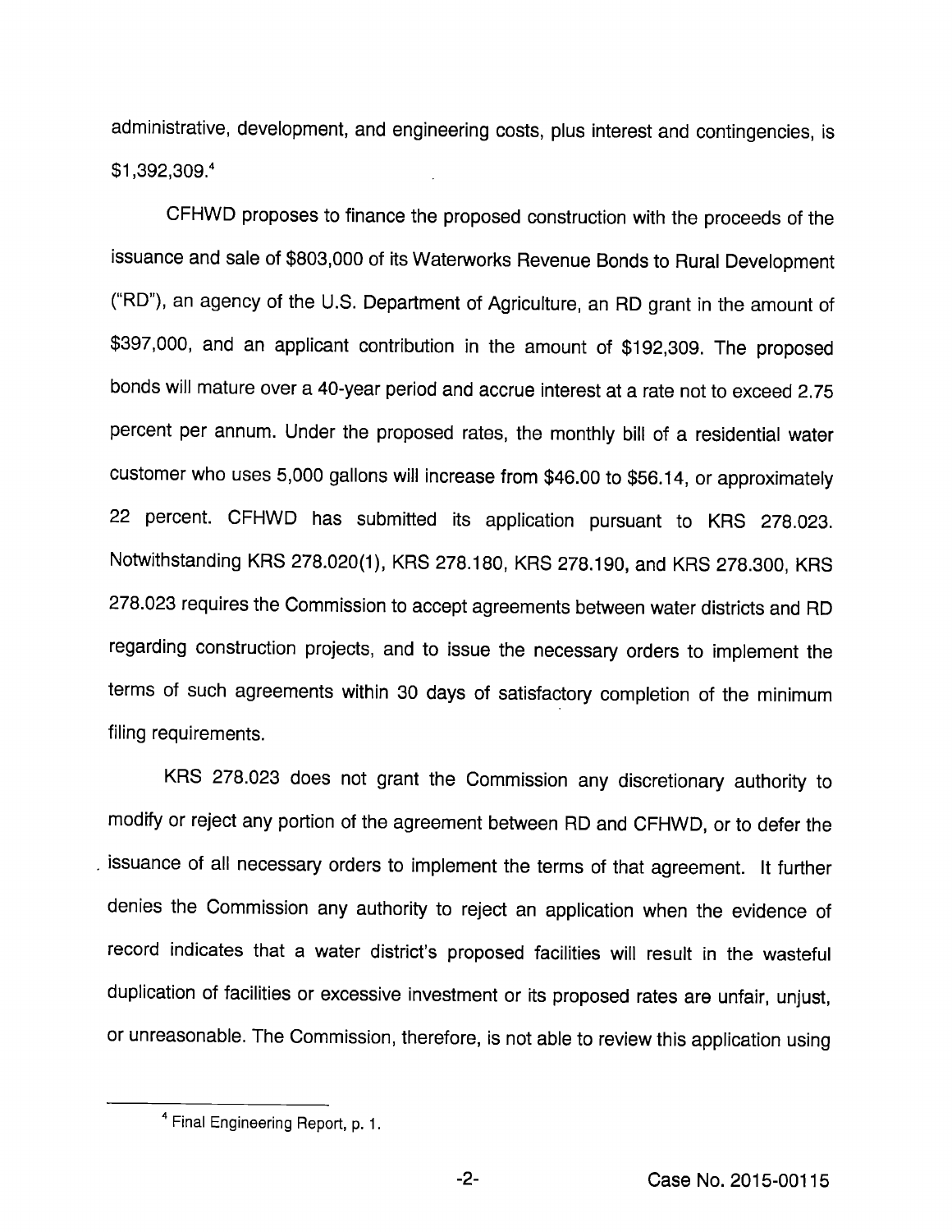administrative, development, and engineering costs, plus interest and contingencies, is $1,392,309.[4]

CFHWD proposes to finance the proposed construction with the proceeds of the issuance and sale of $803,000 of its Waterworks Revenue Bonds to Rural Development ("RD"), an agency of the U.S. Department of Agriculture, an RD grant in the amount of $397,000, and an applicant contribution in the amount of $192,309. The proposed bonds will mature over a 40-year period and accrue interest at a rate not to exceed 2.75 percent per annum. Under the proposed rates, the monthly bill of a residential water customer who uses 5,000 gallons will increase from $46.00 to $56.14, or approximately 22 percent. CFHWD has submitted its application pursuant to KRS 278.023. Notwithstanding KRS 278.020(1), KRS 278.180, KRS 278.190, and KRS 278.300, KRS 278.023 requires the Commission to accept agreements between water districts and RD regarding construction projects, and to issue the necessary orders to implement the terms of such agreements within 30 days of satisfactory completion of the minimum filing requirements.

KRS 278.023 does not grant the Commission any discretionary authority to modify or reject any portion of the agreement between RD and CFHWD, or to defer the issuance of all necessary orders to implement the terms of that agreement. It further denies the Commission any authority to reject an application when the evidence of record indicates that a water district's proposed facilities will result in the wasteful duplication of facilities or excessive investment or its proposed rates are unfair, unjust, or unreasonable. The Commission, therefore, is not able to review this application using

[4] Final Engineering Report, p. 1.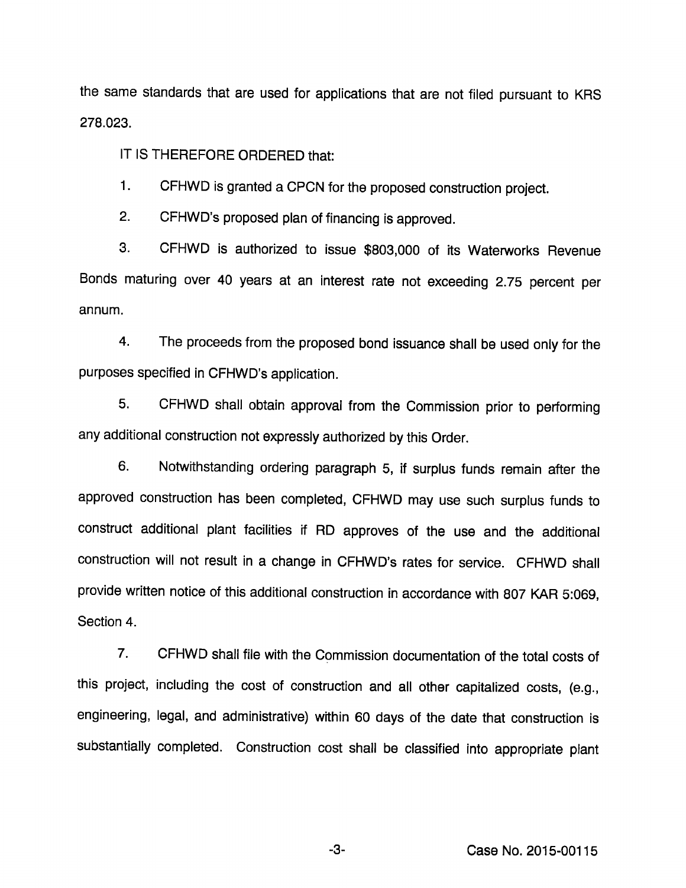the same standards that are used for applications that are not filed pursuant to KRS 278.023.

IT IS THEREFORE ORDERED that:

1. CFHWD is granted a CPCN for the proposed construction project.

2. CFHWD's proposed plan of financing is approved.

3. CFHWD is authorized to issue $803,000 of its Waterworks Revenue Bonds maturing over 40 years at an interest rate not exceeding 2.75 percent per annum.

4. The proceeds from the proposed bond issuance shall be used only for the purposes specified in CFHWD's application.

5. CFHWD shall obtain approval from the Commission prior to performing any additional construction not expressly authorized by this Order.

6. Notwithstanding ordering paragraph 5, if surplus funds remain after the approved construction has been completed, CFHWD may use such surplus funds to construct additional plant facilities if RD approves of the use and the additional construction will not result in a change in CFHWD's rates for service. CFHWD shall provide written notice of this additional construction in accordance with 807 KAR 5:069, Section 4.

7. CFHWD shall file with the Commission documentation of the total costs of this project, including the cost of construction and all other capitalized costs, (e.g., engineering, legal, and administrative) within 60 days of the date that construction is substantially completed. Construction cost shall be classified into appropriate plant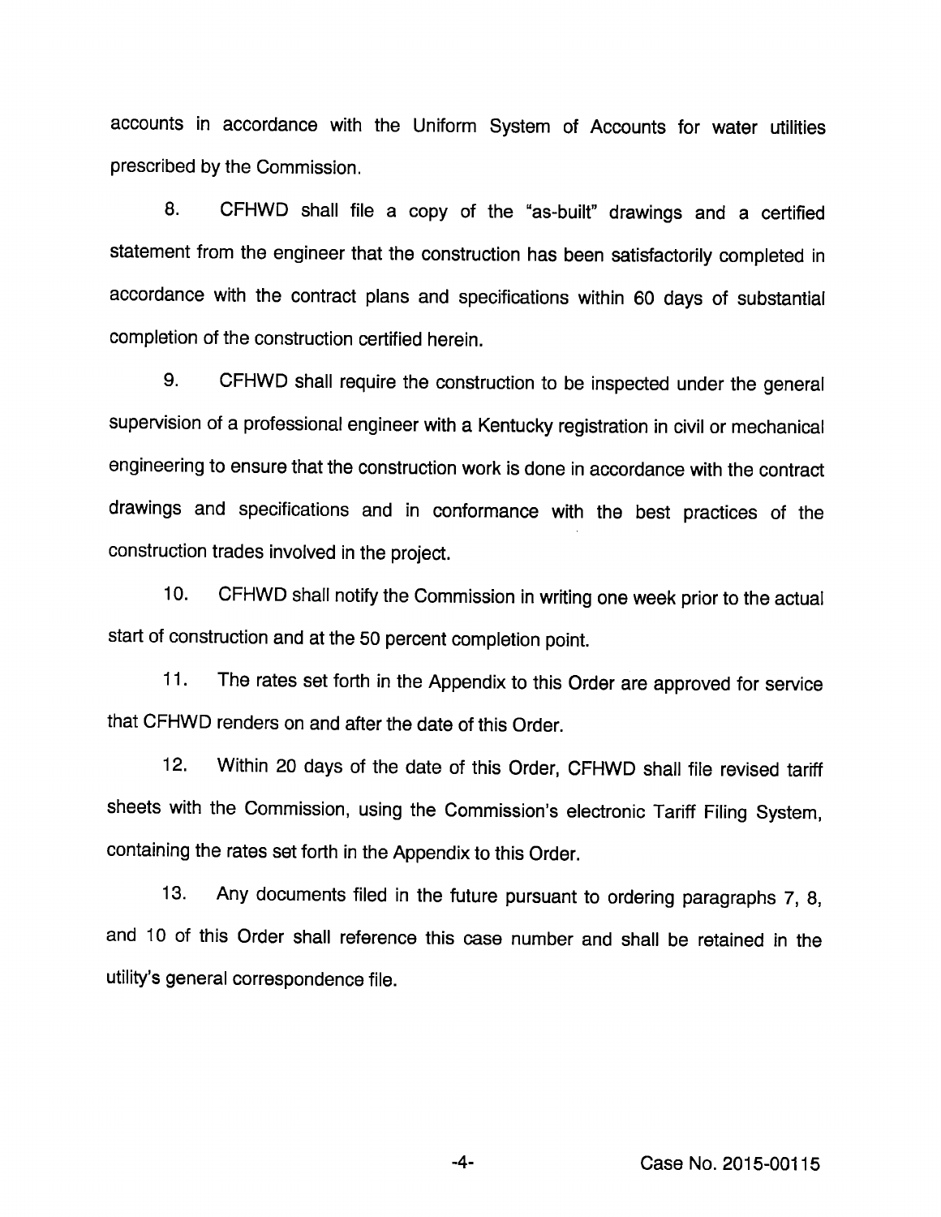accounts in accordance with the Uniform System of Accounts for water utilities prescribed by the Commission.

8. CFHWD shall file a copy of the "as-built" drawings and a certified statement from the engineer that the construction has been satisfactorily completed in accordance with the contract plans and specifications within 60 days of substantial completion of the construction certified herein.

9. CFHWD shall require the construction to be inspected under the general supervision of a professional engineer with a Kentucky registration in civil or mechanical engineering to ensure that the construction work is done in accordance with the contract drawings and specifications and in conformance with the best practices of the construction trades involved in the project.

10. CFHWD shall notify the Commission in writing one week prior to the actual start of construction and at the 50 percent completion point.

11. The rates set forth in the Appendix to this Order are approved for service that CFHWD renders on and after the date of this Order.

12. Within 20 days of the date of this Order, CFHWD shall file revised tariff sheets with the Commission, using the Commission's electronic Tariff Filing System, containing the rates set forth in the Appendix to this Order.

13. Any documents filed in the future pursuant to ordering paragraphs 7, 8, and 10 of this Order shall reference this case number and shall be retained in the utility's general correspondence file.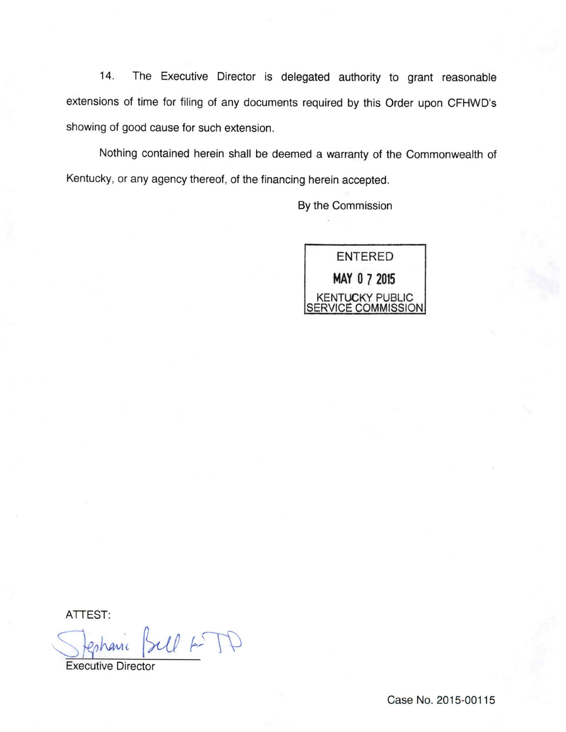14. The Executive Director is delegated authority to grant reasonable extensions of time for filing of any documents required by this Order upon CFHWD's showing of good cause for such extension.

Nothing contained herein shall be deemed a warranty of the Commonwealth of Kentucky, or any agency thereof, of the financing herein accepted.

By the Commission

ENTERED
MAY 07 2015
KENTUCKY PUBLIC SERVICE COMMISSION

ATTEST:

Stephanie Bell for TP

Executive Director

Case No. 2015-00115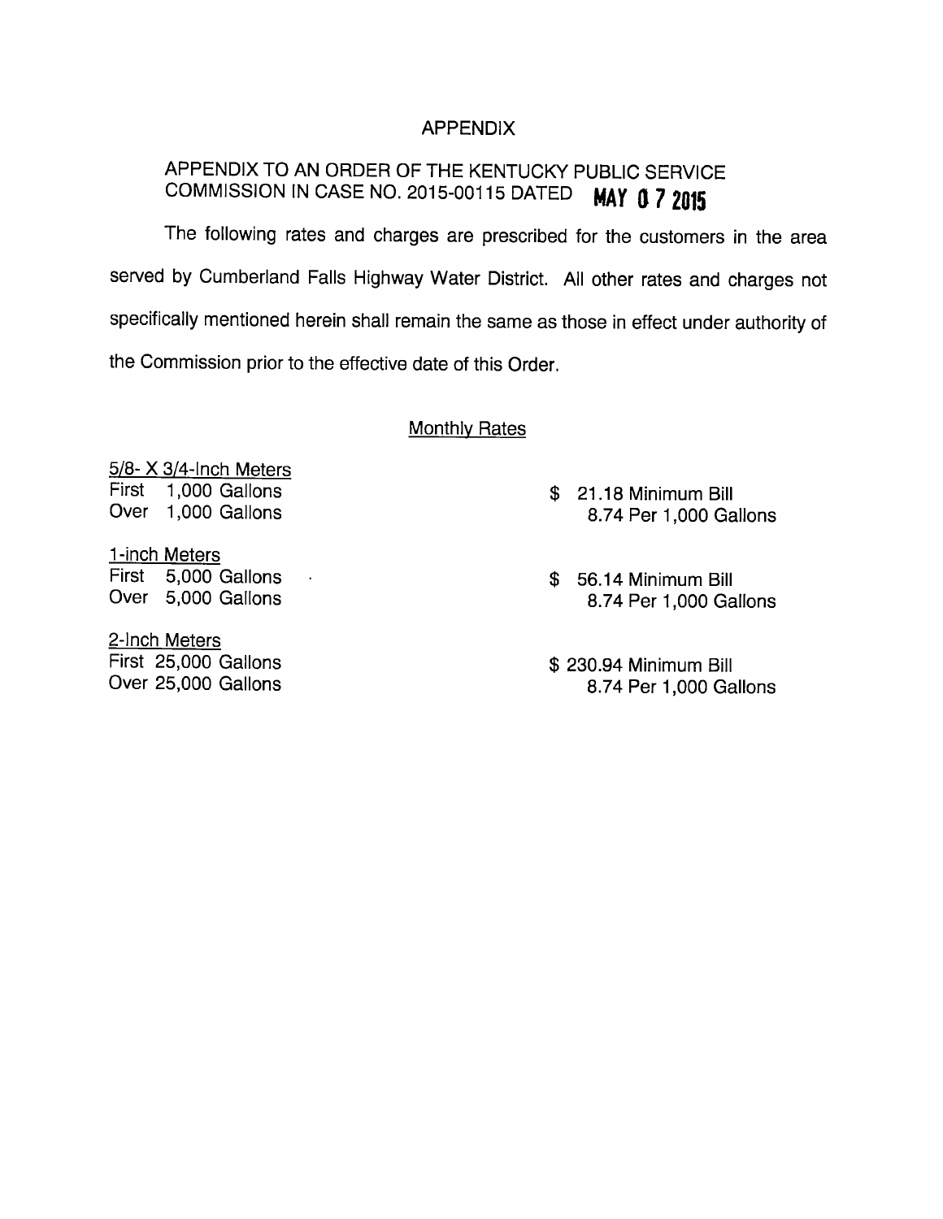# APPENDIX

## APPENDIX TO AN ORDER OF THE KENTUCKY PUBLIC SERVICE COMMISSION IN CASE NO. 2015-00115 DATED MAY 07 2015

The following rates and charges are prescribed for the customers in the area served by Cumberland Falls Highway Water District. All other rates and charges not specifically mentioned herein shall remain the same as those in effect under authority of the Commission prior to the effective date of this Order.

### Monthly Rates

| 5/8- X 3/4-Inch Meters | |
|---|---|
| First 1,000 Gallons | $ 21.18 Minimum Bill |
| Over 1,000 Gallons | 8.74 Per 1,000 Gallons |
| **1-inch Meters** | |
| First 5,000 Gallons | $ 56.14 Minimum Bill |
| Over 5,000 Gallons | 8.74 Per 1,000 Gallons |
| **2-Inch Meters** | |
| First 25,000 Gallons | $ 230.94 Minimum Bill |
| Over 25,000 Gallons | 8.74 Per 1,000 Gallons |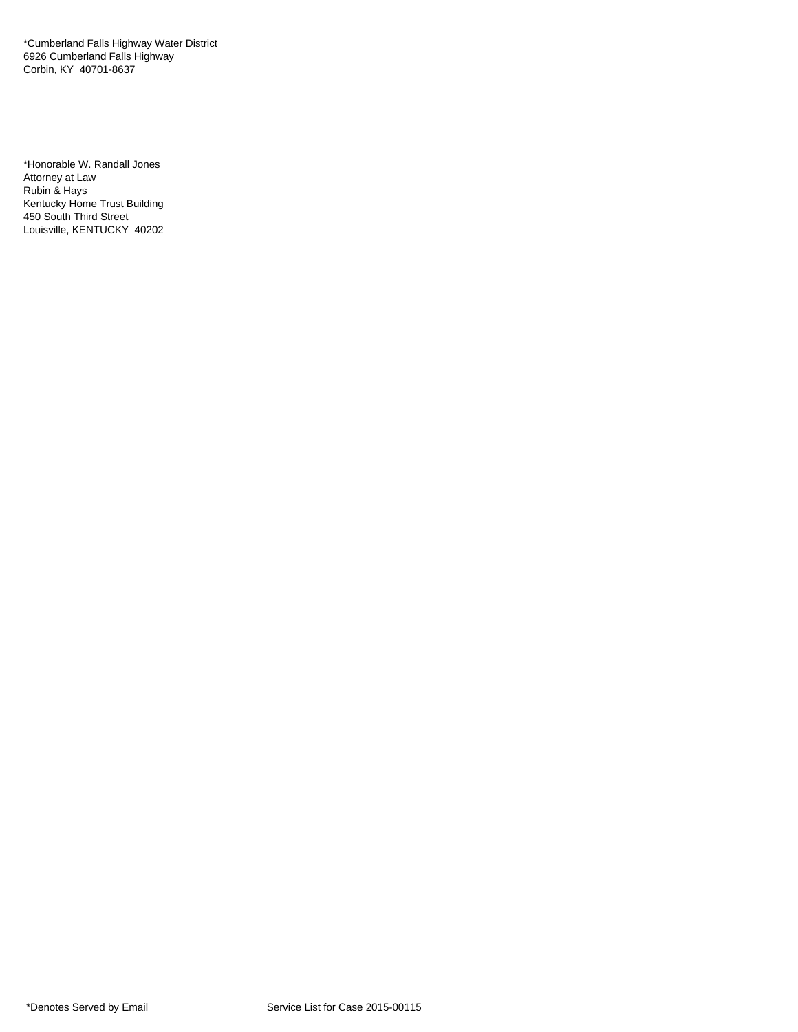*Cumberland Falls Highway Water District
6926 Cumberland Falls Highway
Corbin, KY 40701-8637

*Honorable W. Randall Jones
Attorney at Law
Rubin & Hays
Kentucky Home Trust Building
450 South Third Street
Louisville, KENTUCKY 40202